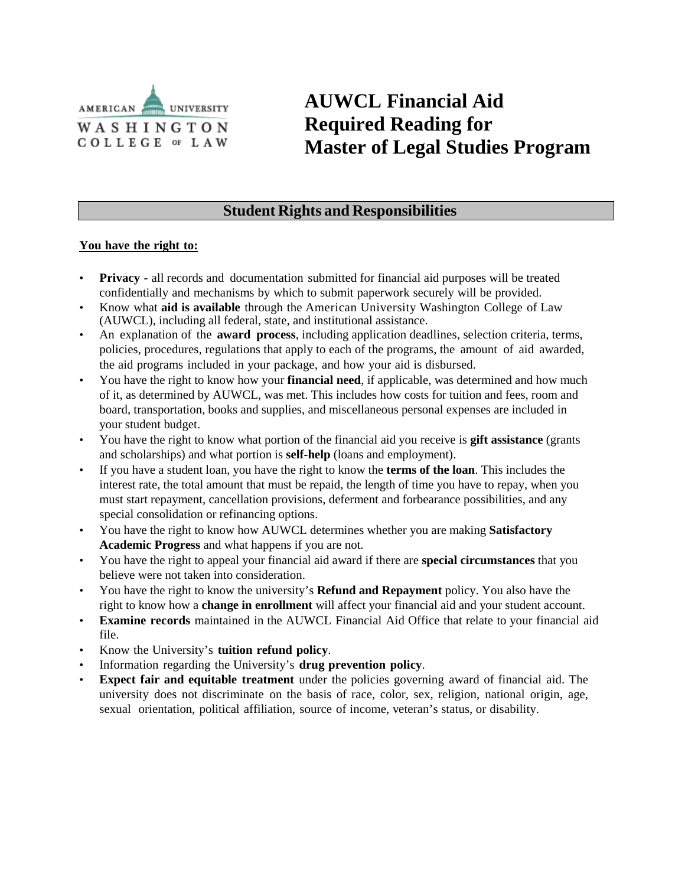# AUWCL Financial Aid Required Reading for Master of Legal Studies Program

## Student Rights and Responsibilities

**You have the right to:**

- **Privacy** - all records and documentation submitted for financial aid purposes will be treated confidentially and mechanisms by which to submit paperwork securely will be provided.
- Know what **aid is available** through the American University Washington College of Law (AUWCL), including all federal, state, and institutional assistance.
- An explanation of the **award process**, including application deadlines, selection criteria, terms, policies, procedures, regulations that apply to each of the programs, the amount of aid awarded, the aid programs included in your package, and how your aid is disbursed.
- You have the right to know how your **financial need**, if applicable, was determined and how much of it, as determined by AUWCL, was met. This includes how costs for tuition and fees, room and board, transportation, books and supplies, and miscellaneous personal expenses are included in your student budget.
- You have the right to know what portion of the financial aid you receive is **gift assistance** (grants and scholarships) and what portion is **self-help** (loans and employment).
- If you have a student loan, you have the right to know the **terms of the loan**. This includes the interest rate, the total amount that must be repaid, the length of time you have to repay, when you must start repayment, cancellation provisions, deferment and forbearance possibilities, and any special consolidation or refinancing options.
- You have the right to know how AUWCL determines whether you are making **Satisfactory Academic Progress** and what happens if you are not.
- You have the right to appeal your financial aid award if there are **special circumstances** that you believe were not taken into consideration.
- You have the right to know the university's **Refund and Repayment** policy. You also have the right to know how a **change in enrollment** will affect your financial aid and your student account.
- **Examine records** maintained in the AUWCL Financial Aid Office that relate to your financial aid file.
- Know the University's **tuition refund policy**.
- Information regarding the University's **drug prevention policy**.
- **Expect fair and equitable treatment** under the policies governing award of financial aid. The university does not discriminate on the basis of race, color, sex, religion, national origin, age, sexual orientation, political affiliation, source of income, veteran's status, or disability.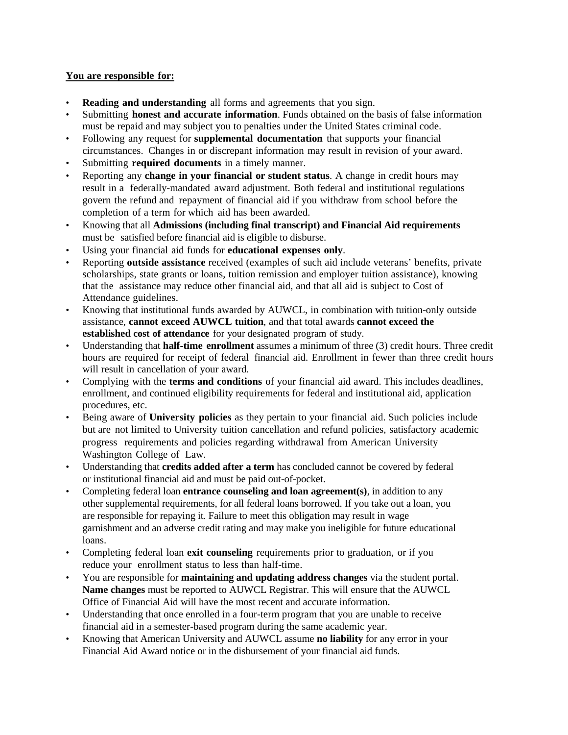**You are responsible for:**

- **Reading and understanding** all forms and agreements that you sign.
- Submitting **honest and accurate information**. Funds obtained on the basis of false information must be repaid and may subject you to penalties under the United States criminal code.
- Following any request for **supplemental documentation** that supports your financial circumstances. Changes in or discrepant information may result in revision of your award.
- Submitting **required documents** in a timely manner.
- Reporting any **change in your financial or student status**. A change in credit hours may result in a federally-mandated award adjustment. Both federal and institutional regulations govern the refund and repayment of financial aid if you withdraw from school before the completion of a term for which aid has been awarded.
- Knowing that all **Admissions (including final transcript) and Financial Aid requirements** must be satisfied before financial aid is eligible to disburse.
- Using your financial aid funds for **educational expenses only**.
- Reporting **outside assistance** received (examples of such aid include veterans' benefits, private scholarships, state grants or loans, tuition remission and employer tuition assistance), knowing that the assistance may reduce other financial aid, and that all aid is subject to Cost of Attendance guidelines.
- Knowing that institutional funds awarded by AUWCL, in combination with tuition-only outside assistance, **cannot exceed AUWCL tuition**, and that total awards **cannot exceed the established cost of attendance** for your designated program of study.
- Understanding that **half-time enrollment** assumes a minimum of three (3) credit hours. Three credit hours are required for receipt of federal financial aid. Enrollment in fewer than three credit hours will result in cancellation of your award.
- Complying with the **terms and conditions** of your financial aid award. This includes deadlines, enrollment, and continued eligibility requirements for federal and institutional aid, application procedures, etc.
- Being aware of **University policies** as they pertain to your financial aid. Such policies include but are not limited to University tuition cancellation and refund policies, satisfactory academic progress requirements and policies regarding withdrawal from American University Washington College of Law.
- Understanding that **credits added after a term** has concluded cannot be covered by federal or institutional financial aid and must be paid out-of-pocket.
- Completing federal loan **entrance counseling and loan agreement(s)**, in addition to any other supplemental requirements, for all federal loans borrowed. If you take out a loan, you are responsible for repaying it. Failure to meet this obligation may result in wage garnishment and an adverse credit rating and may make you ineligible for future educational loans.
- Completing federal loan **exit counseling** requirements prior to graduation, or if you reduce your enrollment status to less than half-time.
- You are responsible for **maintaining and updating address changes** via the student portal. **Name changes** must be reported to AUWCL Registrar. This will ensure that the AUWCL Office of Financial Aid will have the most recent and accurate information.
- Understanding that once enrolled in a four-term program that you are unable to receive financial aid in a semester-based program during the same academic year.
- Knowing that American University and AUWCL assume **no liability** for any error in your Financial Aid Award notice or in the disbursement of your financial aid funds.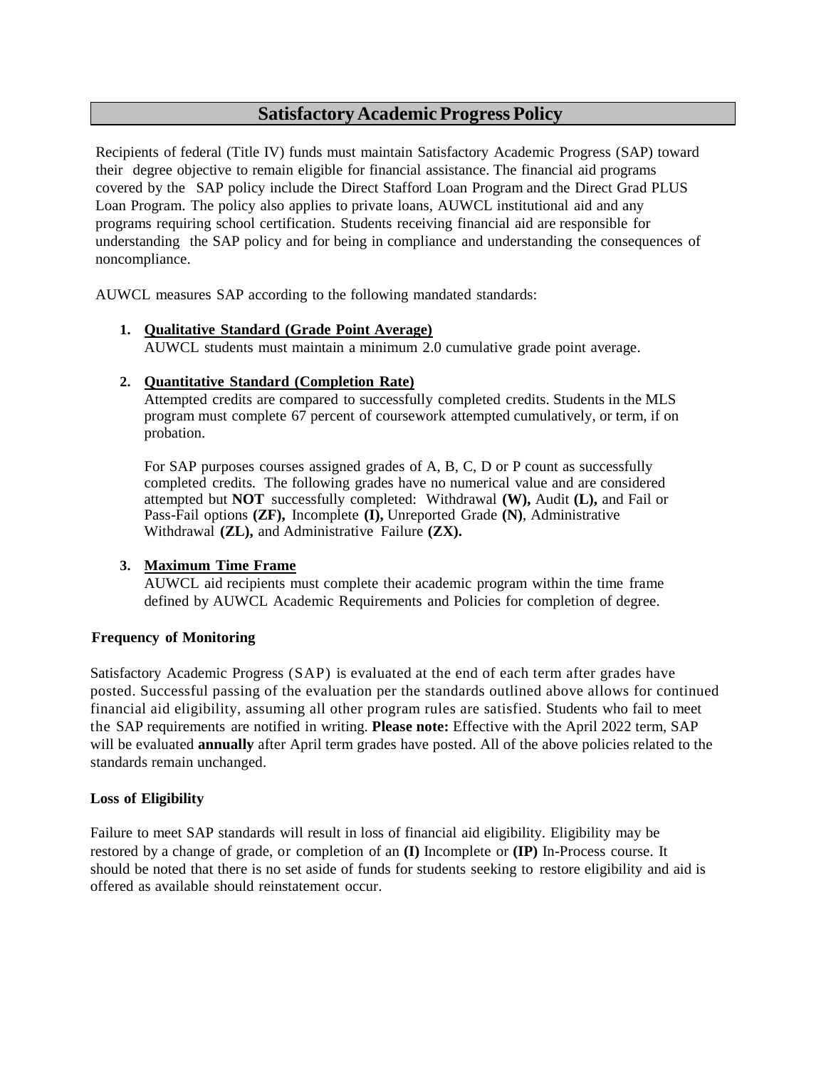# Satisfactory Academic Progress Policy

Recipients of federal (Title IV) funds must maintain Satisfactory Academic Progress (SAP) toward their degree objective to remain eligible for financial assistance. The financial aid programs covered by the SAP policy include the Direct Stafford Loan Program and the Direct Grad PLUS Loan Program. The policy also applies to private loans, AUWCL institutional aid and any programs requiring school certification. Students receiving financial aid are responsible for understanding the SAP policy and for being in compliance and understanding the consequences of noncompliance.

AUWCL measures SAP according to the following mandated standards:

1. **Qualitative Standard (Grade Point Average)**
   AUWCL students must maintain a minimum 2.0 cumulative grade point average.

2. **Quantitative Standard (Completion Rate)**
   Attempted credits are compared to successfully completed credits. Students in the MLS program must complete 67 percent of coursework attempted cumulatively, or term, if on probation.

   For SAP purposes courses assigned grades of A, B, C, D or P count as successfully completed credits. The following grades have no numerical value and are considered attempted but **NOT** successfully completed: Withdrawal **(W),** Audit **(L),** and Fail or Pass-Fail options **(ZF),** Incomplete **(I),** Unreported Grade **(N)**, Administrative Withdrawal **(ZL),** and Administrative Failure **(ZX).**

3. **Maximum Time Frame**
   AUWCL aid recipients must complete their academic program within the time frame defined by AUWCL Academic Requirements and Policies for completion of degree.

**Frequency of Monitoring**

Satisfactory Academic Progress (SAP) is evaluated at the end of each term after grades have posted. Successful passing of the evaluation per the standards outlined above allows for continued financial aid eligibility, assuming all other program rules are satisfied. Students who fail to meet the SAP requirements are notified in writing. **Please note:** Effective with the April 2022 term, SAP will be evaluated **annually** after April term grades have posted. All of the above policies related to the standards remain unchanged.

**Loss of Eligibility**

Failure to meet SAP standards will result in loss of financial aid eligibility. Eligibility may be restored by a change of grade, or completion of an **(I)** Incomplete or **(IP)** In-Process course. It should be noted that there is no set aside of funds for students seeking to restore eligibility and aid is offered as available should reinstatement occur.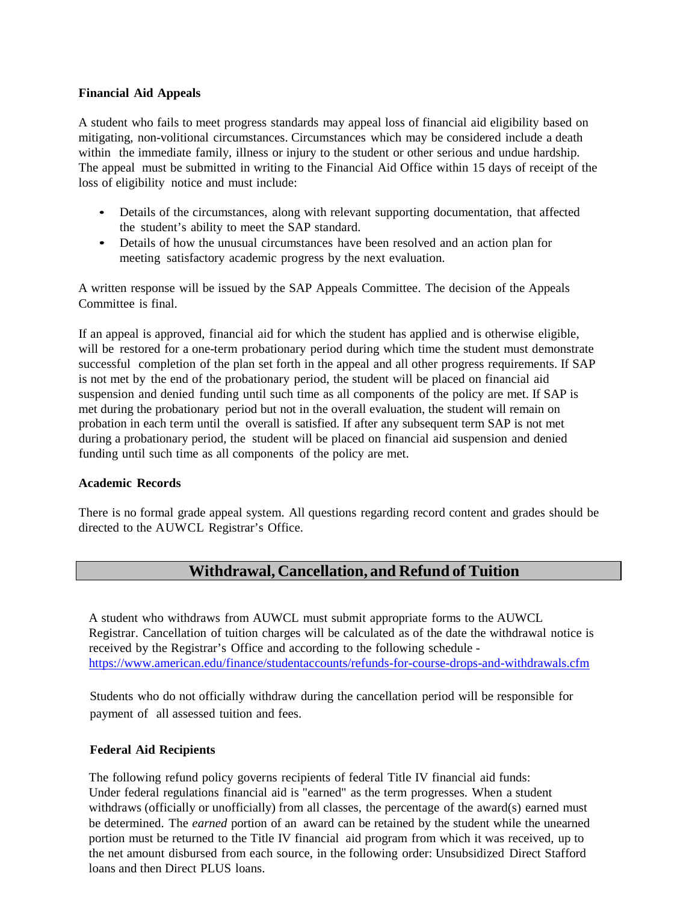**Financial Aid Appeals**

A student who fails to meet progress standards may appeal loss of financial aid eligibility based on mitigating, non-volitional circumstances. Circumstances which may be considered include a death within the immediate family, illness or injury to the student or other serious and undue hardship. The appeal must be submitted in writing to the Financial Aid Office within 15 days of receipt of the loss of eligibility notice and must include:

- Details of the circumstances, along with relevant supporting documentation, that affected the student's ability to meet the SAP standard.
- Details of how the unusual circumstances have been resolved and an action plan for meeting satisfactory academic progress by the next evaluation.

A written response will be issued by the SAP Appeals Committee. The decision of the Appeals Committee is final.

If an appeal is approved, financial aid for which the student has applied and is otherwise eligible, will be restored for a one-term probationary period during which time the student must demonstrate successful completion of the plan set forth in the appeal and all other progress requirements. If SAP is not met by the end of the probationary period, the student will be placed on financial aid suspension and denied funding until such time as all components of the policy are met. If SAP is met during the probationary period but not in the overall evaluation, the student will remain on probation in each term until the overall is satisfied. If after any subsequent term SAP is not met during a probationary period, the student will be placed on financial aid suspension and denied funding until such time as all components of the policy are met.

**Academic Records**

There is no formal grade appeal system. All questions regarding record content and grades should be directed to the AUWCL Registrar's Office.

## Withdrawal, Cancellation, and Refund of Tuition

A student who withdraws from AUWCL must submit appropriate forms to the AUWCL Registrar. Cancellation of tuition charges will be calculated as of the date the withdrawal notice is received by the Registrar's Office and according to the following schedule - https://www.american.edu/finance/studentaccounts/refunds-for-course-drops-and-withdrawals.cfm

Students who do not officially withdraw during the cancellation period will be responsible for payment of all assessed tuition and fees.

**Federal Aid Recipients**

The following refund policy governs recipients of federal Title IV financial aid funds: Under federal regulations financial aid is "earned" as the term progresses. When a student withdraws (officially or unofficially) from all classes, the percentage of the award(s) earned must be determined. The *earned* portion of an award can be retained by the student while the unearned portion must be returned to the Title IV financial aid program from which it was received, up to the net amount disbursed from each source, in the following order: Unsubsidized Direct Stafford loans and then Direct PLUS loans.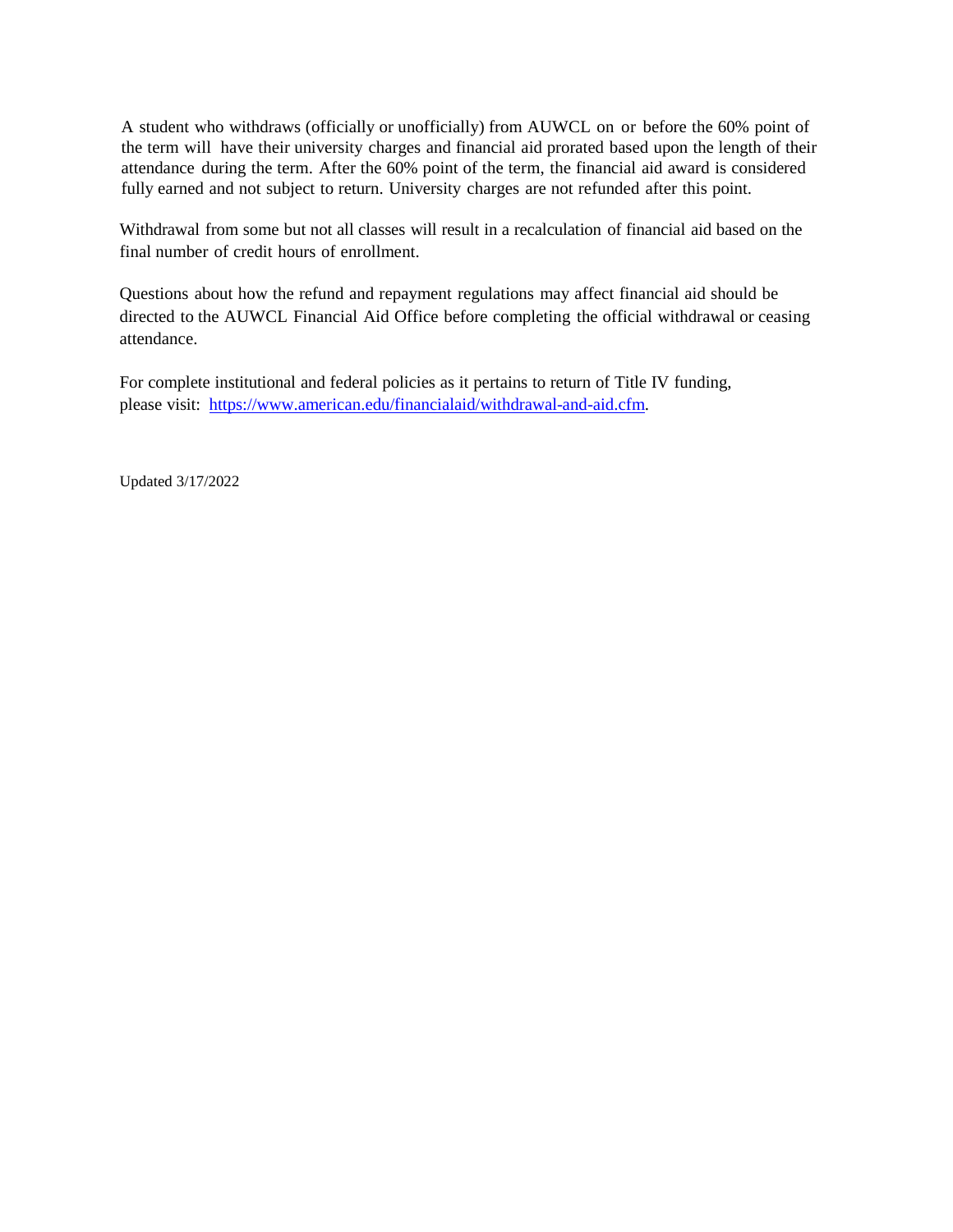A student who withdraws (officially or unofficially) from AUWCL on or before the 60% point of the term will have their university charges and financial aid prorated based upon the length of their attendance during the term. After the 60% point of the term, the financial aid award is considered fully earned and not subject to return. University charges are not refunded after this point.

Withdrawal from some but not all classes will result in a recalculation of financial aid based on the final number of credit hours of enrollment.

Questions about how the refund and repayment regulations may affect financial aid should be directed to the AUWCL Financial Aid Office before completing the official withdrawal or ceasing attendance.

For complete institutional and federal policies as it pertains to return of Title IV funding, please visit: [https://www.american.edu/financialaid/withdrawal-and-aid.cfm](https://www.american.edu/financialaid/withdrawal-and-aid.cfm).

Updated 3/17/2022